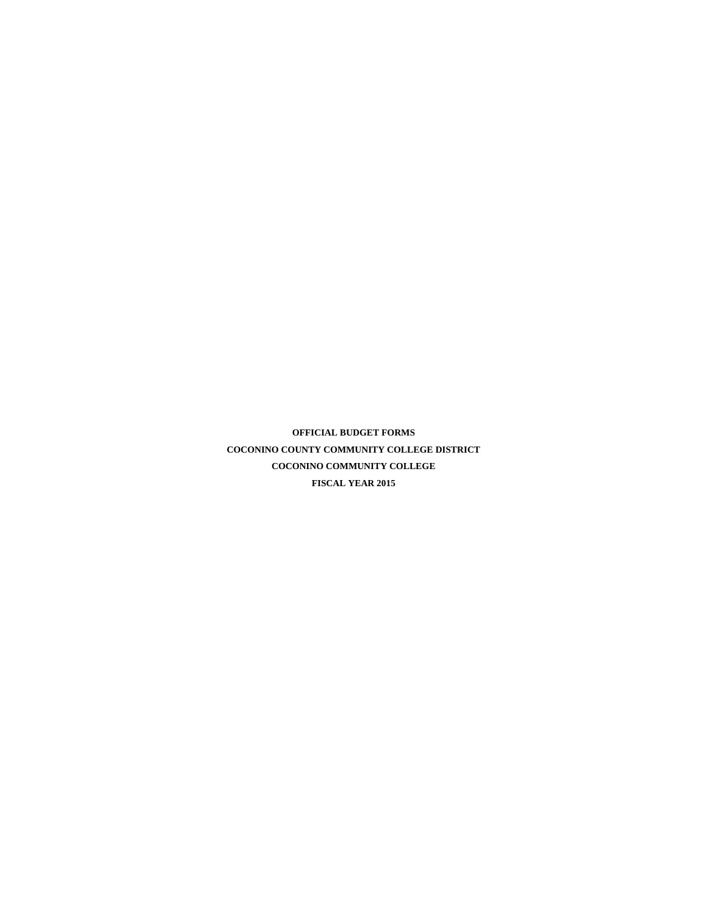**OFFICIAL BUDGET FORMS**

**COCONINO COUNTY COMMUNITY COLLEGE DISTRICT**

**COCONINO COMMUNITY COLLEGE**

**FISCAL YEAR 2015**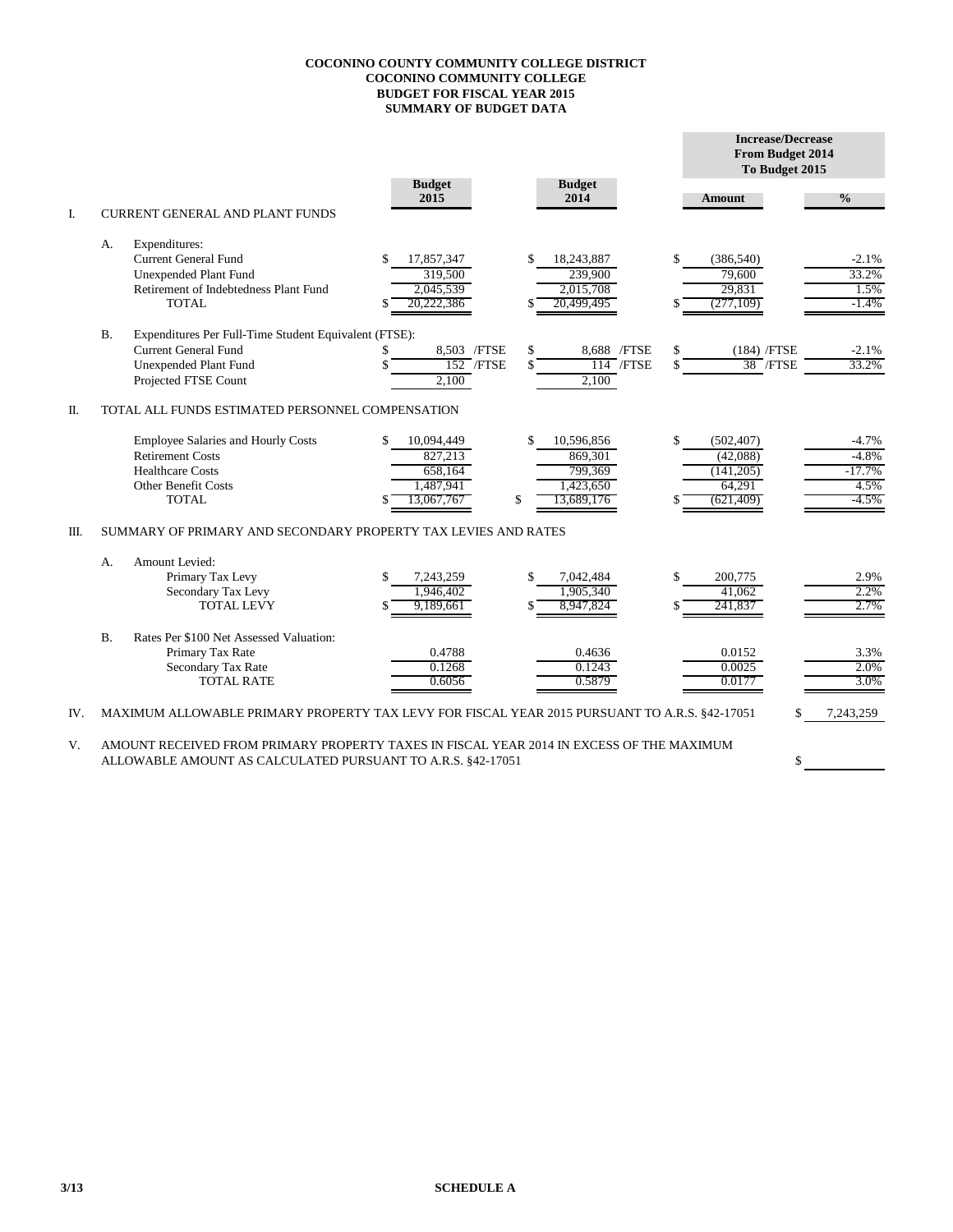**COCONINO COUNTY COMMUNITY COLLEGE DISTRICT**
**COCONINO COMMUNITY COLLEGE**
**BUDGET FOR FISCAL YEAR 2015**
**SUMMARY OF BUDGET DATA**

| | | | Budget 2015 | Budget 2014 | Increase/Decrease From Budget 2014 To Budget 2015 | |
|---|---|---|---|---|---|---|
| | | | | | Amount | % |
| I. | CURRENT GENERAL AND PLANT FUNDS | | | | | |
| | A. | Expenditures: | | | | |
| | | Current General Fund | $ 17,857,347 | $ 18,243,887 | $ (386,540) | -2.1% |
| | | Unexpended Plant Fund | 319,500 | 239,900 | 79,600 | 33.2% |
| | | Retirement of Indebtedness Plant Fund | 2,045,539 | 2,015,708 | 29,831 | 1.5% |
| | | TOTAL | $ 20,222,386 | $ 20,499,495 | $ (277,109) | -1.4% |
| | B. | Expenditures Per Full-Time Student Equivalent (FTSE): | | | | |
| | | Current General Fund | $ 8,503 /FTSE | $ 8,688 /FTSE | $ (184) /FTSE | -2.1% |
| | | Unexpended Plant Fund | $ 152 /FTSE | $ 114 /FTSE | $ 38 /FTSE | 33.2% |
| | | Projected FTSE Count | 2,100 | 2,100 | | |
| II. | TOTAL ALL FUNDS ESTIMATED PERSONNEL COMPENSATION | | | | | |
| | | Employee Salaries and Hourly Costs | $ 10,094,449 | $ 10,596,856 | $ (502,407) | -4.7% |
| | | Retirement Costs | 827,213 | 869,301 | (42,088) | -4.8% |
| | | Healthcare Costs | 658,164 | 799,369 | (141,205) | -17.7% |
| | | Other Benefit Costs | 1,487,941 | 1,423,650 | 64,291 | 4.5% |
| | | TOTAL | $ 13,067,767 | $ 13,689,176 | $ (621,409) | -4.5% |
| III. | SUMMARY OF PRIMARY AND SECONDARY PROPERTY TAX LEVIES AND RATES | | | | | |
| | A. | Amount Levied: | | | | |
| | | Primary Tax Levy | $ 7,243,259 | $ 7,042,484 | $ 200,775 | 2.9% |
| | | Secondary Tax Levy | 1,946,402 | 1,905,340 | 41,062 | 2.2% |
| | | TOTAL LEVY | $ 9,189,661 | $ 8,947,824 | $ 241,837 | 2.7% |
| | B. | Rates Per $100 Net Assessed Valuation: | | | | |
| | | Primary Tax Rate | 0.4788 | 0.4636 | 0.0152 | 3.3% |
| | | Secondary Tax Rate | 0.1268 | 0.1243 | 0.0025 | 2.0% |
| | | TOTAL RATE | 0.6056 | 0.5879 | 0.0177 | 3.0% |

IV. MAXIMUM ALLOWABLE PRIMARY PROPERTY TAX LEVY FOR FISCAL YEAR 2015 PURSUANT TO A.R.S. §42-17051 $ 7,243,259

V. AMOUNT RECEIVED FROM PRIMARY PROPERTY TAXES IN FISCAL YEAR 2014 IN EXCESS OF THE MAXIMUM ALLOWABLE AMOUNT AS CALCULATED PURSUANT TO A.R.S. §42-17051 $ ____________

3/13

**SCHEDULE A**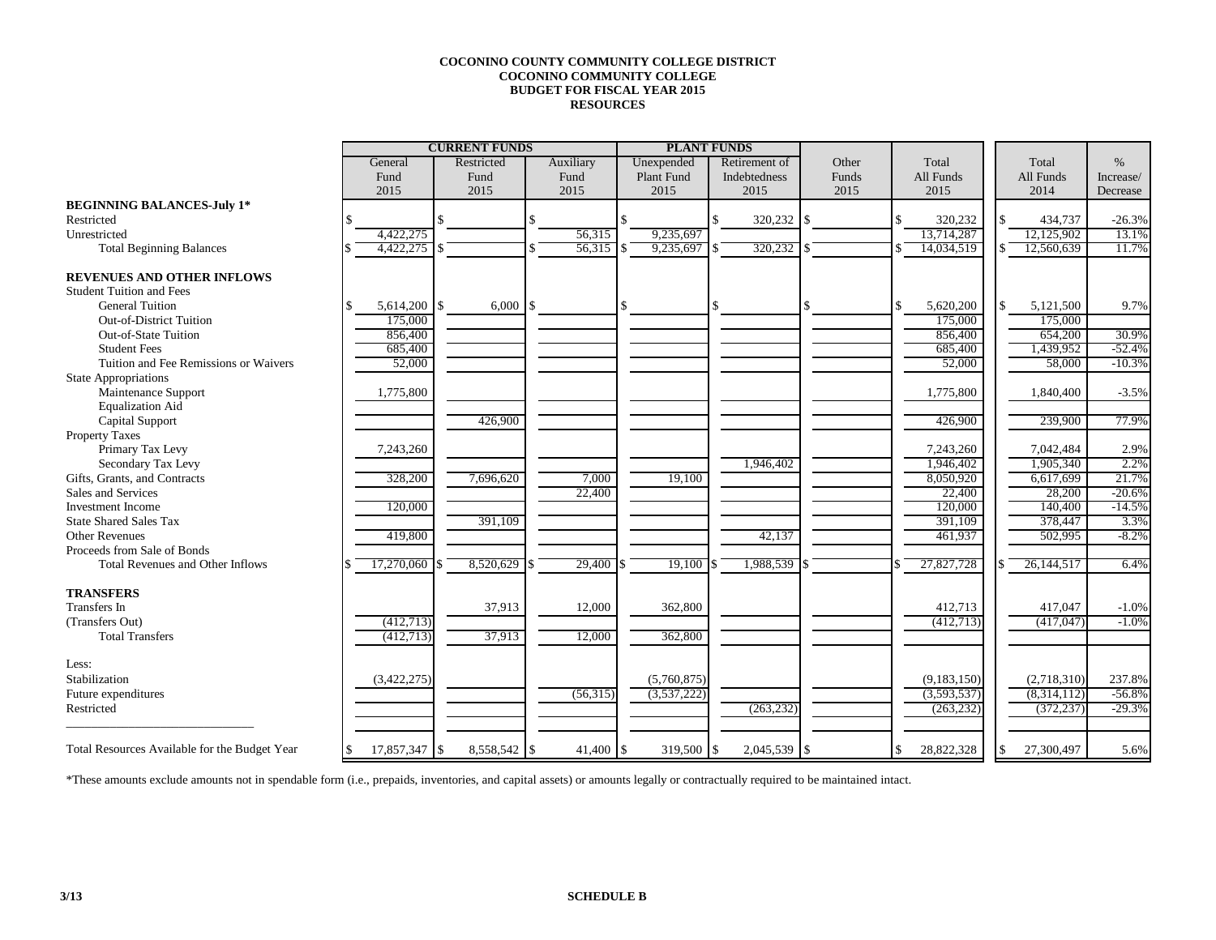**COCONINO COUNTY COMMUNITY COLLEGE DISTRICT**
**COCONINO COMMUNITY COLLEGE**
**BUDGET FOR FISCAL YEAR 2015**
**RESOURCES**

| | CURRENT FUNDS | | | PLANT FUNDS | | | | | |
|---|---|---|---|---|---|---|---|---|---|
| | General Fund 2015 | Restricted Fund 2015 | Auxiliary Fund 2015 | Unexpended Plant Fund 2015 | Retirement of Indebtedness 2015 | Other Funds 2015 | Total All Funds 2015 | Total All Funds 2014 | % Increase/ Decrease |
| **BEGINNING BALANCES-July 1*** | | | | | | | | | |
| Restricted | $ | $ | $ | $ | $ 320,232 | $ | $ 320,232 | $ 434,737 | -26.3% |
| Unrestricted | 4,422,275 | | 56,315 | 9,235,697 | | | 13,714,287 | 12,125,902 | 13.1% |
| Total Beginning Balances | $ 4,422,275 | $ | $ 56,315 | $ 9,235,697 | $ 320,232 | $ | $ 14,034,519 | $ 12,560,639 | 11.7% |
| **REVENUES AND OTHER INFLOWS** | | | | | | | | | |
| Student Tuition and Fees | | | | | | | | | |
| General Tuition | $ 5,614,200 | $ 6,000 | $ | $ | $ | $ | $ 5,620,200 | $ 5,121,500 | 9.7% |
| Out-of-District Tuition | 175,000 | | | | | | 175,000 | 175,000 | |
| Out-of-State Tuition | 856,400 | | | | | | 856,400 | 654,200 | 30.9% |
| Student Fees | 685,400 | | | | | | 685,400 | 1,439,952 | -52.4% |
| Tuition and Fee Remissions or Waivers | 52,000 | | | | | | 52,000 | 58,000 | -10.3% |
| State Appropriations | | | | | | | | | |
| Maintenance Support | 1,775,800 | | | | | | 1,775,800 | 1,840,400 | -3.5% |
| Equalization Aid | | | | | | | | | |
| Capital Support | | 426,900 | | | | | 426,900 | 239,900 | 77.9% |
| Property Taxes | | | | | | | | | |
| Primary Tax Levy | 7,243,260 | | | | | | 7,243,260 | 7,042,484 | 2.9% |
| Secondary Tax Levy | | | | | 1,946,402 | | 1,946,402 | 1,905,340 | 2.2% |
| Gifts, Grants, and Contracts | 328,200 | 7,696,620 | 7,000 | 19,100 | | | 8,050,920 | 6,617,699 | 21.7% |
| Sales and Services | | | 22,400 | | | | 22,400 | 28,200 | -20.6% |
| Investment Income | 120,000 | | | | | | 120,000 | 140,400 | -14.5% |
| State Shared Sales Tax | | 391,109 | | | | | 391,109 | 378,447 | 3.3% |
| Other Revenues | 419,800 | | | | 42,137 | | 461,937 | 502,995 | -8.2% |
| Proceeds from Sale of Bonds | | | | | | | | | |
| Total Revenues and Other Inflows | $ 17,270,060 | $ 8,520,629 | $ 29,400 | $ 19,100 | $ 1,988,539 | $ | $ 27,827,728 | $ 26,144,517 | 6.4% |
| **TRANSFERS** | | | | | | | | | |
| Transfers In | | 37,913 | 12,000 | 362,800 | | | 412,713 | 417,047 | -1.0% |
| (Transfers Out) | (412,713) | | | | | | (412,713) | (417,047) | -1.0% |
| Total Transfers | (412,713) | 37,913 | 12,000 | 362,800 | | | | | |
| Less: | | | | | | | | | |
| Stabilization | (3,422,275) | | | (5,760,875) | | | (9,183,150) | (2,718,310) | 237.8% |
| Future expenditures | | | (56,315) | (3,537,222) | | | (3,593,537) | (8,314,112) | -56.8% |
| Restricted | | | | | (263,232) | | (263,232) | (372,237) | -29.3% |
| Total Resources Available for the Budget Year | $ 17,857,347 | $ 8,558,542 | $ 41,400 | $ 319,500 | $ 2,045,539 | $ | $ 28,822,328 | $ 27,300,497 | 5.6% |

*These amounts exclude amounts not in spendable form (i.e., prepaids, inventories, and capital assets) or amounts legally or contractually required to be maintained intact.

3/13

**SCHEDULE B**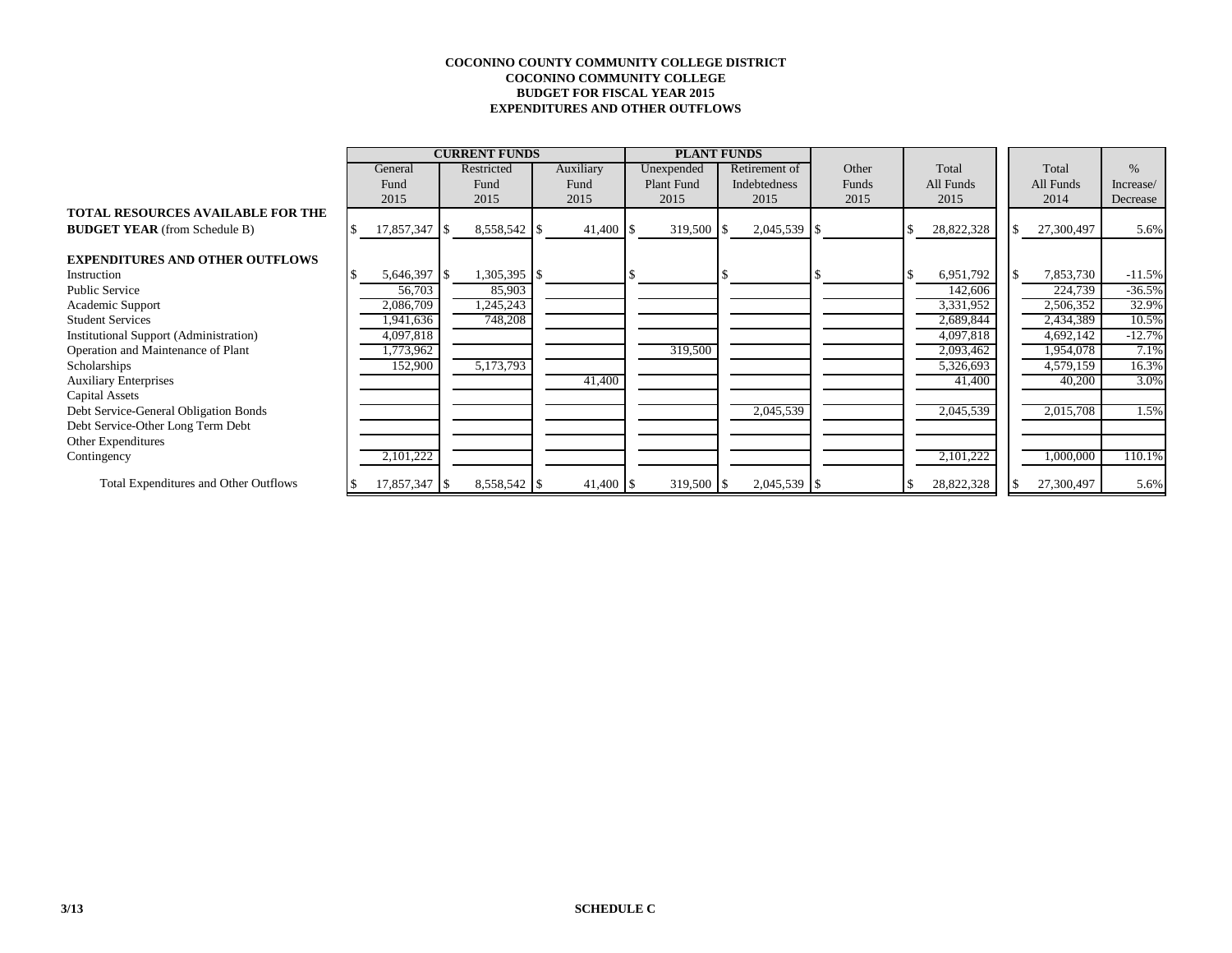**COCONINO COUNTY COMMUNITY COLLEGE DISTRICT**
**COCONINO COMMUNITY COLLEGE**
**BUDGET FOR FISCAL YEAR 2015**
**EXPENDITURES AND OTHER OUTFLOWS**

| | CURRENT FUNDS | | | PLANT FUNDS | | | | | |
|---|---|---|---|---|---|---|---|---|---|
| | General Fund 2015 | Restricted Fund 2015 | Auxiliary Fund 2015 | Unexpended Plant Fund 2015 | Retirement of Indebtedness 2015 | Other Funds 2015 | Total All Funds 2015 | Total All Funds 2014 | % Increase/ Decrease |
| **TOTAL RESOURCES AVAILABLE FOR THE BUDGET YEAR** (from Schedule B) | $ 17,857,347 | $ 8,558,542 | $ 41,400 | $ 319,500 | $ 2,045,539 | $ | $ 28,822,328 | $ 27,300,497 | 5.6% |
| **EXPENDITURES AND OTHER OUTFLOWS** | | | | | | | | | |
| Instruction | $ 5,646,397 | $ 1,305,395 | $ | $ | $ | $ | $ 6,951,792 | $ 7,853,730 | -11.5% |
| Public Service | 56,703 | 85,903 | | | | | 142,606 | 224,739 | -36.5% |
| Academic Support | 2,086,709 | 1,245,243 | | | | | 3,331,952 | 2,506,352 | 32.9% |
| Student Services | 1,941,636 | 748,208 | | | | | 2,689,844 | 2,434,389 | 10.5% |
| Institutional Support (Administration) | 4,097,818 | | | | | | 4,097,818 | 4,692,142 | -12.7% |
| Operation and Maintenance of Plant | 1,773,962 | | | 319,500 | | | 2,093,462 | 1,954,078 | 7.1% |
| Scholarships | 152,900 | 5,173,793 | | | | | 5,326,693 | 4,579,159 | 16.3% |
| Auxiliary Enterprises | | | 41,400 | | | | 41,400 | 40,200 | 3.0% |
| Capital Assets | | | | | | | | | |
| Debt Service-General Obligation Bonds | | | | | 2,045,539 | | 2,045,539 | 2,015,708 | 1.5% |
| Debt Service-Other Long Term Debt | | | | | | | | | |
| Other Expenditures | | | | | | | | | |
| Contingency | 2,101,222 | | | | | | 2,101,222 | 1,000,000 | 110.1% |
| Total Expenditures and Other Outflows | $ 17,857,347 | $ 8,558,542 | $ 41,400 | $ 319,500 | $ 2,045,539 | $ | $ 28,822,328 | $ 27,300,497 | 5.6% |

3/13

**SCHEDULE C**